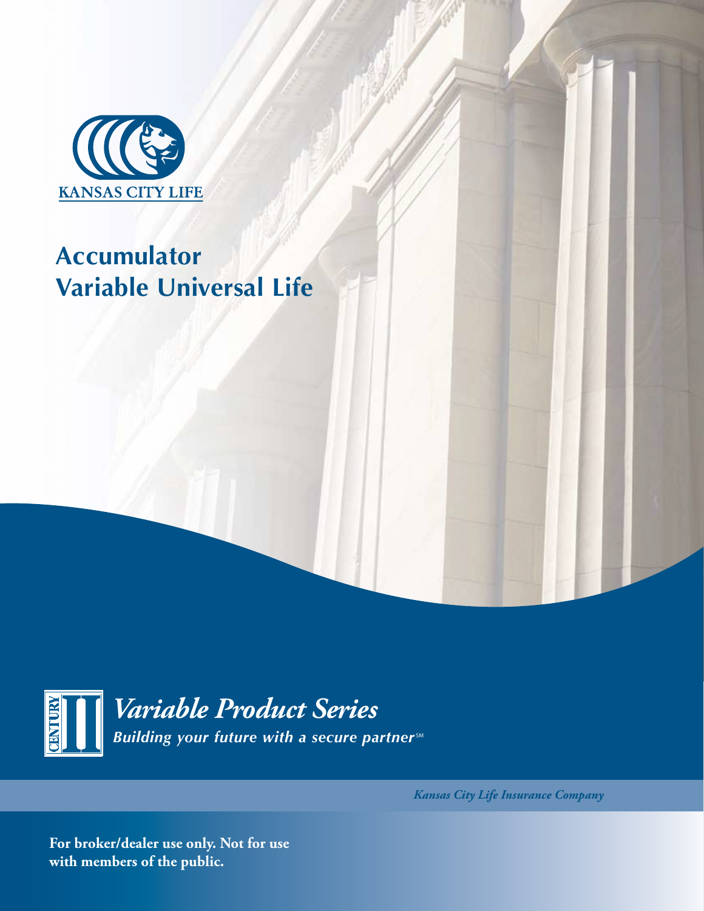KANSAS CITY LIFE

# Accumulator Variable Universal Life

CENTURY II

*Variable Product Series*

***Building your future with a secure partner*SM**

*Kansas City Life Insurance Company*

**For broker/dealer use only. Not for use with members of the public.**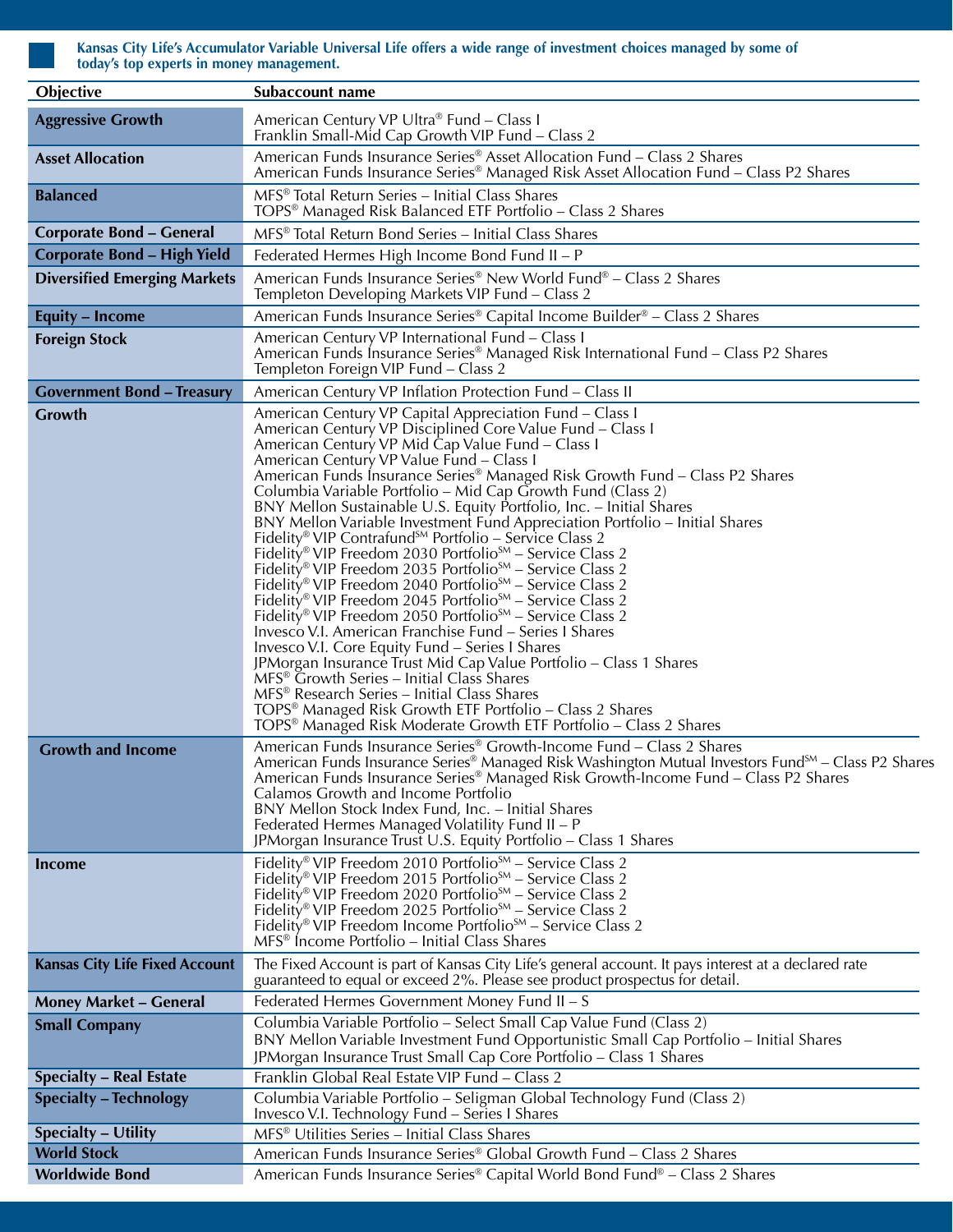**Kansas City Life's Accumulator Variable Universal Life offers a wide range of investment choices managed by some of today's top experts in money management.**

| Objective | Subaccount name |
|---|---|
| **Aggressive Growth** | American Century VP Ultra® Fund – Class I<br>Franklin Small-Mid Cap Growth VIP Fund – Class 2 |
| **Asset Allocation** | American Funds Insurance Series® Asset Allocation Fund – Class 2 Shares<br>American Funds Insurance Series® Managed Risk Asset Allocation Fund – Class P2 Shares |
| **Balanced** | MFS® Total Return Series – Initial Class Shares<br>TOPS® Managed Risk Balanced ETF Portfolio – Class 2 Shares |
| **Corporate Bond – General** | MFS® Total Return Bond Series – Initial Class Shares |
| **Corporate Bond – High Yield** | Federated Hermes High Income Bond Fund II – P |
| **Diversified Emerging Markets** | American Funds Insurance Series® New World Fund® – Class 2 Shares<br>Templeton Developing Markets VIP Fund – Class 2 |
| **Equity – Income** | American Funds Insurance Series® Capital Income Builder® – Class 2 Shares |
| **Foreign Stock** | American Century VP International Fund – Class I<br>American Funds Insurance Series® Managed Risk International Fund – Class P2 Shares<br>Templeton Foreign VIP Fund – Class 2 |
| **Government Bond – Treasury** | American Century VP Inflation Protection Fund – Class II |
| **Growth** | American Century VP Capital Appreciation Fund – Class I<br>American Century VP Disciplined Core Value Fund – Class I<br>American Century VP Mid Cap Value Fund – Class I<br>American Century VP Value Fund – Class I<br>American Funds Insurance Series® Managed Risk Growth Fund – Class P2 Shares<br>Columbia Variable Portfolio – Mid Cap Growth Fund (Class 2)<br>BNY Mellon Sustainable U.S. Equity Portfolio, Inc. – Initial Shares<br>BNY Mellon Variable Investment Fund Appreciation Portfolio – Initial Shares<br>Fidelity® VIP Contrafund℠ Portfolio – Service Class 2<br>Fidelity® VIP Freedom 2030 Portfolio℠ – Service Class 2<br>Fidelity® VIP Freedom 2035 Portfolio℠ – Service Class 2<br>Fidelity® VIP Freedom 2040 Portfolio℠ – Service Class 2<br>Fidelity® VIP Freedom 2045 Portfolio℠ – Service Class 2<br>Fidelity® VIP Freedom 2050 Portfolio℠ – Service Class 2<br>Invesco V.I. American Franchise Fund – Series I Shares<br>Invesco V.I. Core Equity Fund – Series I Shares<br>JPMorgan Insurance Trust Mid Cap Value Portfolio – Class 1 Shares<br>MFS® Growth Series – Initial Class Shares<br>MFS® Research Series – Initial Class Shares<br>TOPS® Managed Risk Growth ETF Portfolio – Class 2 Shares<br>TOPS® Managed Risk Moderate Growth ETF Portfolio – Class 2 Shares |
| **Growth and Income** | American Funds Insurance Series® Growth-Income Fund – Class 2 Shares<br>American Funds Insurance Series® Managed Risk Washington Mutual Investors Fund℠ – Class P2 Shares<br>American Funds Insurance Series® Managed Risk Growth-Income Fund – Class P2 Shares<br>Calamos Growth and Income Portfolio<br>BNY Mellon Stock Index Fund, Inc. – Initial Shares<br>Federated Hermes Managed Volatility Fund II – P<br>JPMorgan Insurance Trust U.S. Equity Portfolio – Class 1 Shares |
| **Income** | Fidelity® VIP Freedom 2010 Portfolio℠ – Service Class 2<br>Fidelity® VIP Freedom 2015 Portfolio℠ – Service Class 2<br>Fidelity® VIP Freedom 2020 Portfolio℠ – Service Class 2<br>Fidelity® VIP Freedom 2025 Portfolio℠ – Service Class 2<br>Fidelity® VIP Freedom Income Portfolio℠ – Service Class 2<br>MFS® Income Portfolio – Initial Class Shares |
| **Kansas City Life Fixed Account** | The Fixed Account is part of Kansas City Life's general account. It pays interest at a declared rate guaranteed to equal or exceed 2%. Please see product prospectus for detail. |
| **Money Market – General** | Federated Hermes Government Money Fund II – S |
| **Small Company** | Columbia Variable Portfolio – Select Small Cap Value Fund (Class 2)<br>BNY Mellon Variable Investment Fund Opportunistic Small Cap Portfolio – Initial Shares<br>JPMorgan Insurance Trust Small Cap Core Portfolio – Class 1 Shares |
| **Specialty – Real Estate** | Franklin Global Real Estate VIP Fund – Class 2 |
| **Specialty – Technology** | Columbia Variable Portfolio – Seligman Global Technology Fund (Class 2)<br>Invesco V.I. Technology Fund – Series I Shares |
| **Specialty – Utility** | MFS® Utilities Series – Initial Class Shares |
| **World Stock** | American Funds Insurance Series® Global Growth Fund – Class 2 Shares |
| **Worldwide Bond** | American Funds Insurance Series® Capital World Bond Fund® – Class 2 Shares |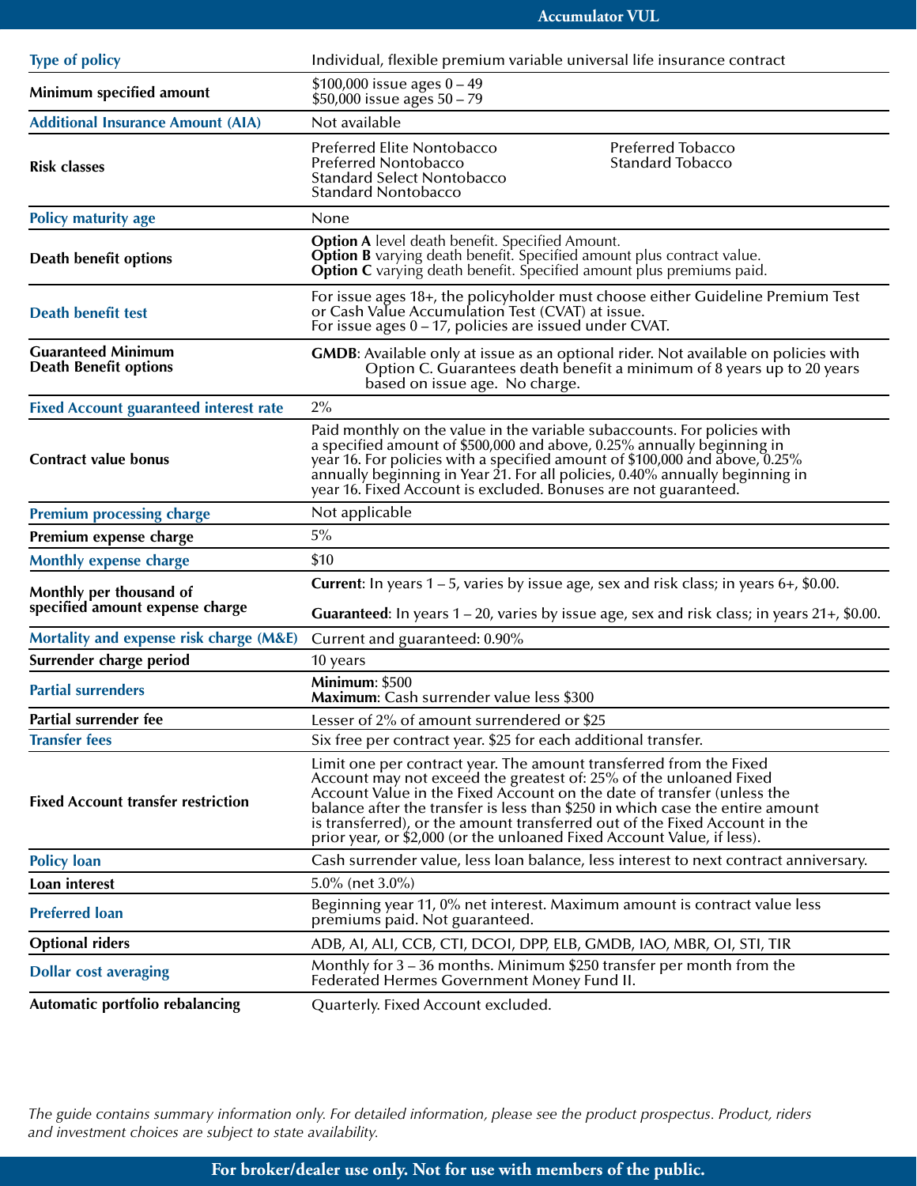## Accumulator VUL

| | |
|---|---|
| **Type of policy** | Individual, flexible premium variable universal life insurance contract |
| **Minimum specified amount** | $100,000 issue ages 0 – 49<br>$50,000 issue ages 50 – 79 |
| **Additional Insurance Amount (AIA)** | Not available |
| **Risk classes** | Preferred Elite Nontobacco<br>Preferred Nontobacco<br>Standard Select Nontobacco<br>Standard Nontobacco<br>Preferred Tobacco<br>Standard Tobacco |
| **Policy maturity age** | None |
| **Death benefit options** | **Option A** level death benefit. Specified Amount.<br>**Option B** varying death benefit. Specified amount plus contract value.<br>**Option C** varying death benefit. Specified amount plus premiums paid. |
| **Death benefit test** | For issue ages 18+, the policyholder must choose either Guideline Premium Test or Cash Value Accumulation Test (CVAT) at issue.<br>For issue ages 0 – 17, policies are issued under CVAT. |
| **Guaranteed Minimum Death Benefit options** | **GMDB**: Available only at issue as an optional rider. Not available on policies with Option C. Guarantees death benefit a minimum of 8 years up to 20 years based on issue age. No charge. |
| **Fixed Account guaranteed interest rate** | 2% |
| **Contract value bonus** | Paid monthly on the value in the variable subaccounts. For policies with a specified amount of $500,000 and above, 0.25% annually beginning in year 16. For policies with a specified amount of $100,000 and above, 0.25% annually beginning in Year 21. For all policies, 0.40% annually beginning in year 16. Fixed Account is excluded. Bonuses are not guaranteed. |
| **Premium processing charge** | Not applicable |
| **Premium expense charge** | 5% |
| **Monthly expense charge** | $10 |
| **Monthly per thousand of specified amount expense charge** | **Current**: In years 1 – 5, varies by issue age, sex and risk class; in years 6+, $0.00.<br>**Guaranteed**: In years 1 – 20, varies by issue age, sex and risk class; in years 21+, $0.00. |
| **Mortality and expense risk charge (M&E)** | Current and guaranteed: 0.90% |
| **Surrender charge period** | 10 years |
| **Partial surrenders** | **Minimum**: $500<br>**Maximum**: Cash surrender value less $300 |
| **Partial surrender fee** | Lesser of 2% of amount surrendered or $25 |
| **Transfer fees** | Six free per contract year. $25 for each additional transfer. |
| **Fixed Account transfer restriction** | Limit one per contract year. The amount transferred from the Fixed Account may not exceed the greatest of: 25% of the unloaned Fixed Account Value in the Fixed Account on the date of transfer (unless the balance after the transfer is less than $250 in which case the entire amount is transferred), or the amount transferred out of the Fixed Account in the prior year, or $2,000 (or the unloaned Fixed Account Value, if less). |
| **Policy loan** | Cash surrender value, less loan balance, less interest to next contract anniversary. |
| **Loan interest** | 5.0% (net 3.0%) |
| **Preferred loan** | Beginning year 11, 0% net interest. Maximum amount is contract value less premiums paid. Not guaranteed. |
| **Optional riders** | ADB, AI, ALI, CCB, CTI, DCOI, DPP, ELB, GMDB, IAO, MBR, OI, STI, TIR |
| **Dollar cost averaging** | Monthly for 3 – 36 months. Minimum $250 transfer per month from the Federated Hermes Government Money Fund II. |
| **Automatic portfolio rebalancing** | Quarterly. Fixed Account excluded. |

*The guide contains summary information only. For detailed information, please see the product prospectus. Product, riders and investment choices are subject to state availability.*

**For broker/dealer use only. Not for use with members of the public.**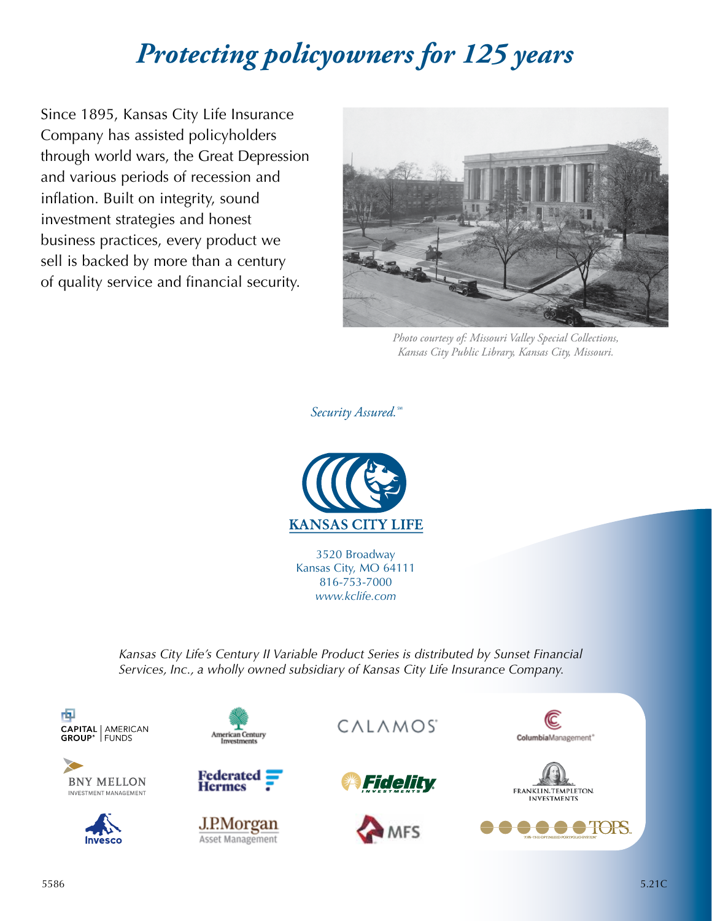# *Protecting policyowners for 125 years*

Since 1895, Kansas City Life Insurance Company has assisted policyholders through world wars, the Great Depression and various periods of recession and inflation. Built on integrity, sound investment strategies and honest business practices, every product we sell is backed by more than a century of quality service and financial security.

*Photo courtesy of: Missouri Valley Special Collections, Kansas City Public Library, Kansas City, Missouri.*

*Security Assured.*℠

KANSAS CITY LIFE

3520 Broadway
Kansas City, MO 64111
816-753-7000
*www.kclife.com*

*Kansas City Life's Century II Variable Product Series is distributed by Sunset Financial Services, Inc., a wholly owned subsidiary of Kansas City Life Insurance Company.*

CAPITAL GROUP® | AMERICAN FUNDS

American Century Investments

CALAMOS®

ColumbiaManagement®

BNY MELLON INVESTMENT MANAGEMENT

Federated Hermes

Fidelity INVESTMENTS

FRANKLIN TEMPLETON INVESTMENTS

Invesco

J.P.Morgan Asset Management

MFS

TOPS® THE OPTIMIZED PORTFOLIO SYSTEM®

5586

5.21C